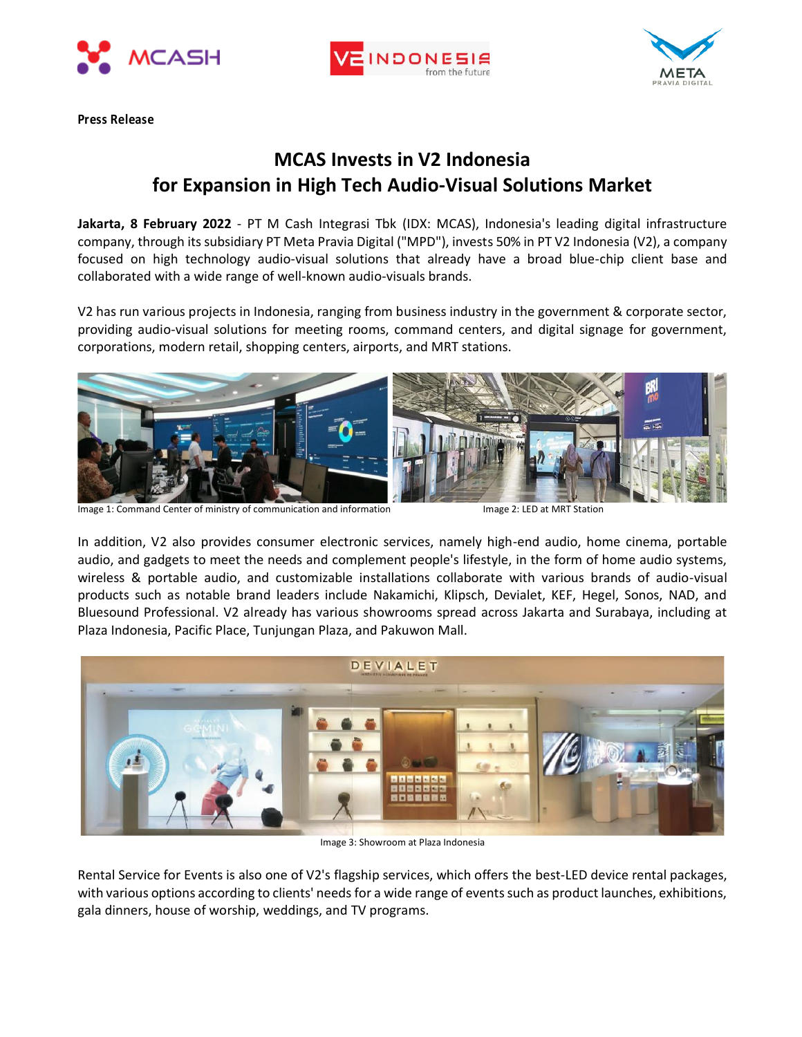Press Release

# MCAS Invests in V2 Indonesia for Expansion in High Tech Audio-Visual Solutions Market

**Jakarta, 8 February 2022** - PT M Cash Integrasi Tbk (IDX: MCAS), Indonesia's leading digital infrastructure company, through its subsidiary PT Meta Pravia Digital ("MPD"), invests 50% in PT V2 Indonesia (V2), a company focused on high technology audio-visual solutions that already have a broad blue-chip client base and collaborated with a wide range of well-known audio-visuals brands.

V2 has run various projects in Indonesia, ranging from business industry in the government & corporate sector, providing audio-visual solutions for meeting rooms, command centers, and digital signage for government, corporations, modern retail, shopping centers, airports, and MRT stations.

Image 1: Command Center of ministry of communication and information

Image 2: LED at MRT Station

In addition, V2 also provides consumer electronic services, namely high-end audio, home cinema, portable audio, and gadgets to meet the needs and complement people's lifestyle, in the form of home audio systems, wireless & portable audio, and customizable installations collaborate with various brands of audio-visual products such as notable brand leaders include Nakamichi, Klipsch, Devialet, KEF, Hegel, Sonos, NAD, and Bluesound Professional. V2 already has various showrooms spread across Jakarta and Surabaya, including at Plaza Indonesia, Pacific Place, Tunjungan Plaza, and Pakuwon Mall.

Image 3: Showroom at Plaza Indonesia

Rental Service for Events is also one of V2's flagship services, which offers the best-LED device rental packages, with various options according to clients' needs for a wide range of events such as product launches, exhibitions, gala dinners, house of worship, weddings, and TV programs.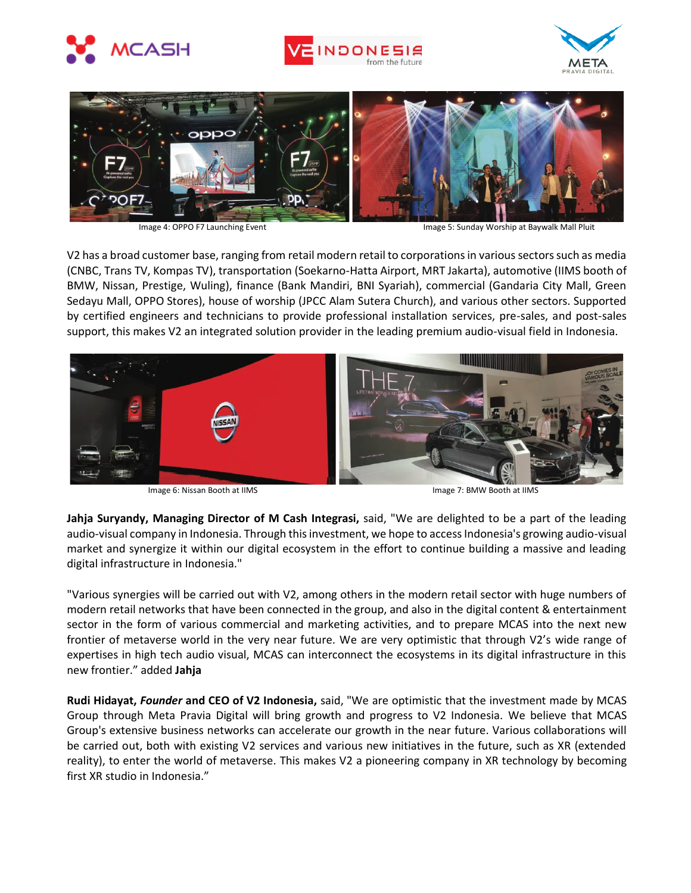Image 4: OPPO F7 Launching Event

Image 5: Sunday Worship at Baywalk Mall Pluit

V2 has a broad customer base, ranging from retail modern retail to corporations in various sectors such as media (CNBC, Trans TV, Kompas TV), transportation (Soekarno-Hatta Airport, MRT Jakarta), automotive (IIMS booth of BMW, Nissan, Prestige, Wuling), finance (Bank Mandiri, BNI Syariah), commercial (Gandaria City Mall, Green Sedayu Mall, OPPO Stores), house of worship (JPCC Alam Sutera Church), and various other sectors. Supported by certified engineers and technicians to provide professional installation services, pre-sales, and post-sales support, this makes V2 an integrated solution provider in the leading premium audio-visual field in Indonesia.

Image 6: Nissan Booth at IIMS

Image 7: BMW Booth at IIMS

**Jahja Suryandy, Managing Director of M Cash Integrasi,** said, "We are delighted to be a part of the leading audio-visual company in Indonesia. Through this investment, we hope to access Indonesia's growing audio-visual market and synergize it within our digital ecosystem in the effort to continue building a massive and leading digital infrastructure in Indonesia."

"Various synergies will be carried out with V2, among others in the modern retail sector with huge numbers of modern retail networks that have been connected in the group, and also in the digital content & entertainment sector in the form of various commercial and marketing activities, and to prepare MCAS into the next new frontier of metaverse world in the very near future. We are very optimistic that through V2's wide range of expertises in high tech audio visual, MCAS can interconnect the ecosystems in its digital infrastructure in this new frontier." added **Jahja**

**Rudi Hidayat, *Founder* and CEO of V2 Indonesia,** said, "We are optimistic that the investment made by MCAS Group through Meta Pravia Digital will bring growth and progress to V2 Indonesia. We believe that MCAS Group's extensive business networks can accelerate our growth in the near future. Various collaborations will be carried out, both with existing V2 services and various new initiatives in the future, such as XR (extended reality), to enter the world of metaverse. This makes V2 a pioneering company in XR technology by becoming first XR studio in Indonesia."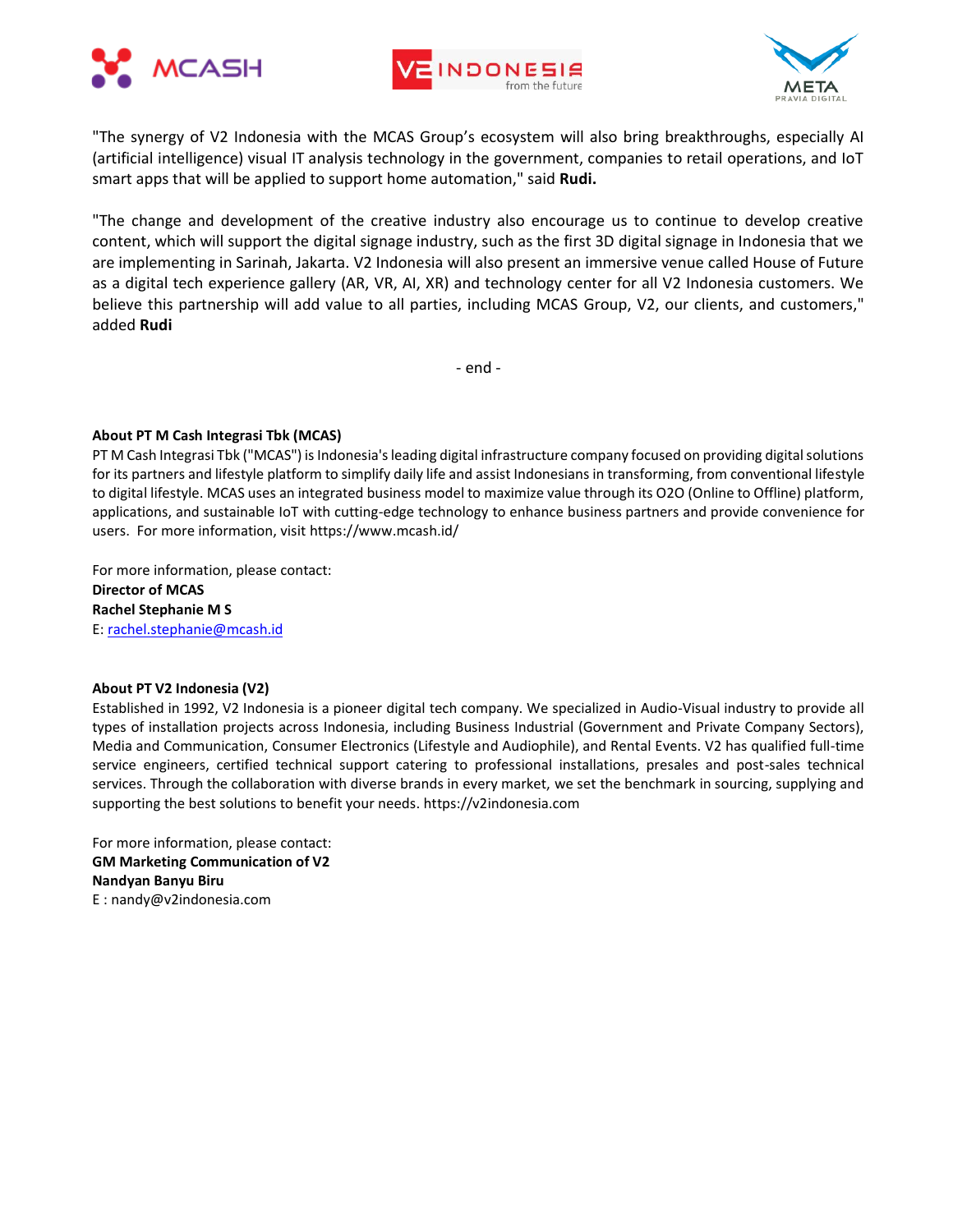"The synergy of V2 Indonesia with the MCAS Group's ecosystem will also bring breakthroughs, especially AI (artificial intelligence) visual IT analysis technology in the government, companies to retail operations, and IoT smart apps that will be applied to support home automation," said **Rudi.**

"The change and development of the creative industry also encourage us to continue to develop creative content, which will support the digital signage industry, such as the first 3D digital signage in Indonesia that we are implementing in Sarinah, Jakarta. V2 Indonesia will also present an immersive venue called House of Future as a digital tech experience gallery (AR, VR, AI, XR) and technology center for all V2 Indonesia customers. We believe this partnership will add value to all parties, including MCAS Group, V2, our clients, and customers," added **Rudi**

- end -

**About PT M Cash Integrasi Tbk (MCAS)**

PT M Cash Integrasi Tbk ("MCAS") is Indonesia's leading digital infrastructure company focused on providing digital solutions for its partners and lifestyle platform to simplify daily life and assist Indonesians in transforming, from conventional lifestyle to digital lifestyle. MCAS uses an integrated business model to maximize value through its O2O (Online to Offline) platform, applications, and sustainable IoT with cutting-edge technology to enhance business partners and provide convenience for users. For more information, visit https://www.mcash.id/

For more information, please contact:
**Director of MCAS**
**Rachel Stephanie M S**
E: rachel.stephanie@mcash.id

**About PT V2 Indonesia (V2)**

Established in 1992, V2 Indonesia is a pioneer digital tech company. We specialized in Audio-Visual industry to provide all types of installation projects across Indonesia, including Business Industrial (Government and Private Company Sectors), Media and Communication, Consumer Electronics (Lifestyle and Audiophile), and Rental Events. V2 has qualified full-time service engineers, certified technical support catering to professional installations, presales and post-sales technical services. Through the collaboration with diverse brands in every market, we set the benchmark in sourcing, supplying and supporting the best solutions to benefit your needs. https://v2indonesia.com

For more information, please contact:
**GM Marketing Communication of V2**
**Nandyan Banyu Biru**
E : nandy@v2indonesia.com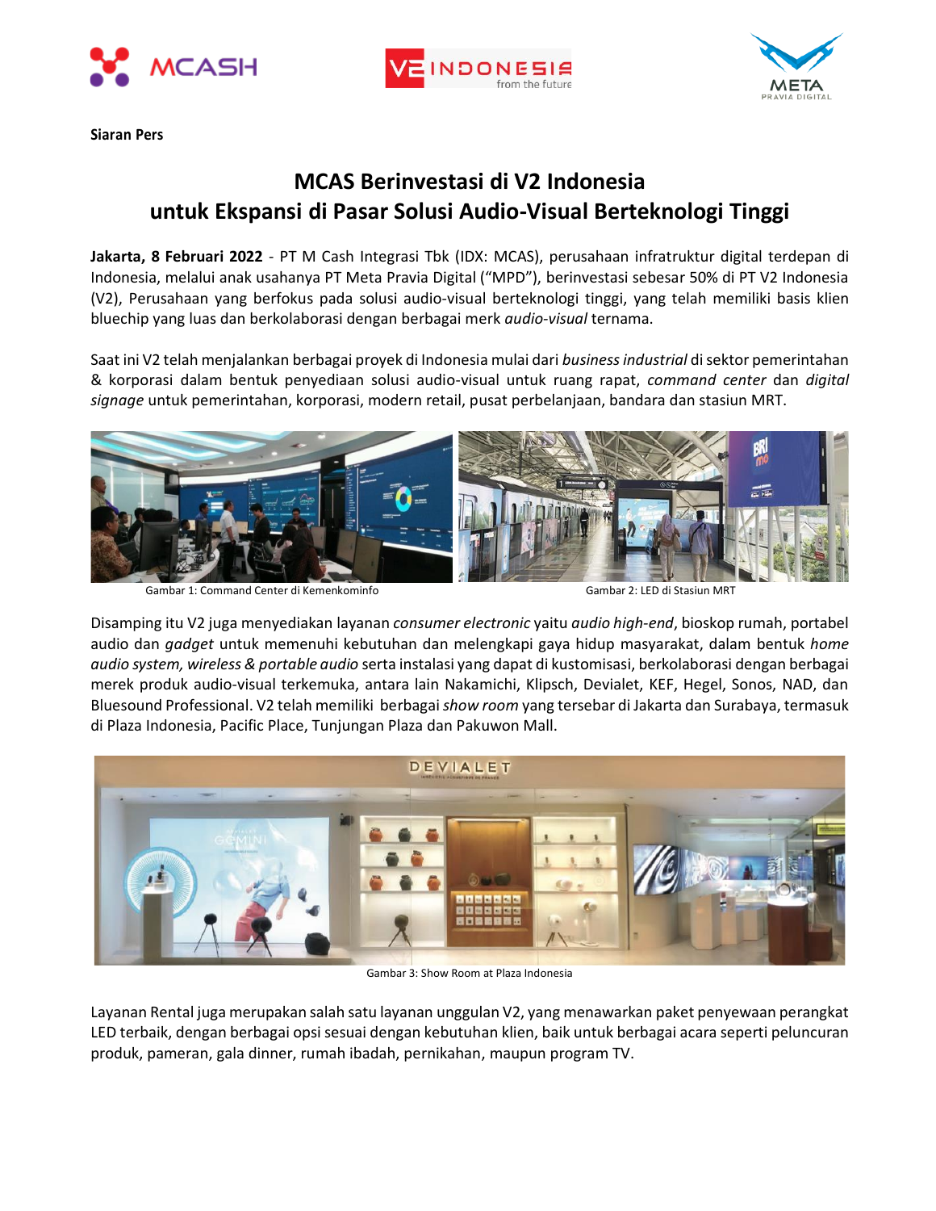Siaran Pers

# MCAS Berinvestasi di V2 Indonesia untuk Ekspansi di Pasar Solusi Audio-Visual Berteknologi Tinggi

**Jakarta, 8 Februari 2022** - PT M Cash Integrasi Tbk (IDX: MCAS), perusahaan infratruktur digital terdepan di Indonesia, melalui anak usahanya PT Meta Pravia Digital ("MPD"), berinvestasi sebesar 50% di PT V2 Indonesia (V2), Perusahaan yang berfokus pada solusi audio-visual berteknologi tinggi, yang telah memiliki basis klien bluechip yang luas dan berkolaborasi dengan berbagai merk *audio-visual* ternama.

Saat ini V2 telah menjalankan berbagai proyek di Indonesia mulai dari *business industrial* di sektor pemerintahan & korporasi dalam bentuk penyediaan solusi audio-visual untuk ruang rapat, *command center* dan *digital signage* untuk pemerintahan, korporasi, modern retail, pusat perbelanjaan, bandara dan stasiun MRT.

Gambar 1: Command Center di Kemenkominfo

Gambar 2: LED di Stasiun MRT

Disamping itu V2 juga menyediakan layanan *consumer electronic* yaitu *audio high-end*, bioskop rumah, portabel audio dan *gadget* untuk memenuhi kebutuhan dan melengkapi gaya hidup masyarakat, dalam bentuk *home audio system, wireless & portable audio* serta instalasi yang dapat di kustomisasi, berkolaborasi dengan berbagai merek produk audio-visual terkemuka, antara lain Nakamichi, Klipsch, Devialet, KEF, Hegel, Sonos, NAD, dan Bluesound Professional. V2 telah memiliki berbagai *show room* yang tersebar di Jakarta dan Surabaya, termasuk di Plaza Indonesia, Pacific Place, Tunjungan Plaza dan Pakuwon Mall.

Gambar 3: Show Room at Plaza Indonesia

Layanan Rental juga merupakan salah satu layanan unggulan V2, yang menawarkan paket penyewaan perangkat LED terbaik, dengan berbagai opsi sesuai dengan kebutuhan klien, baik untuk berbagai acara seperti peluncuran produk, pameran, gala dinner, rumah ibadah, pernikahan, maupun program TV.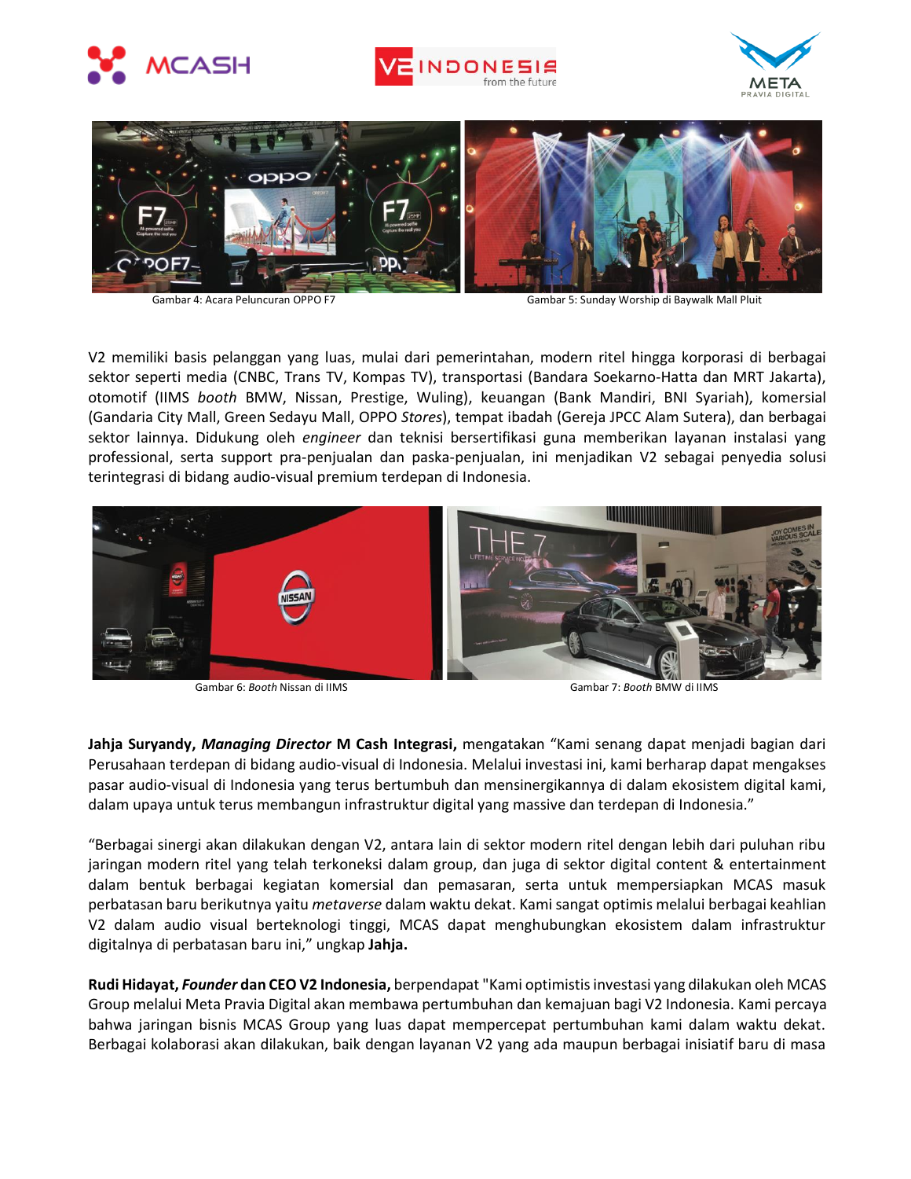Gambar 4: Acara Peluncuran OPPO F7

Gambar 5: Sunday Worship di Baywalk Mall Pluit

V2 memiliki basis pelanggan yang luas, mulai dari pemerintahan, modern ritel hingga korporasi di berbagai sektor seperti media (CNBC, Trans TV, Kompas TV), transportasi (Bandara Soekarno-Hatta dan MRT Jakarta), otomotif (IIMS *booth* BMW, Nissan, Prestige, Wuling), keuangan (Bank Mandiri, BNI Syariah), komersial (Gandaria City Mall, Green Sedayu Mall, OPPO *Stores*), tempat ibadah (Gereja JPCC Alam Sutera), dan berbagai sektor lainnya. Didukung oleh *engineer* dan teknisi bersertifikasi guna memberikan layanan instalasi yang professional, serta support pra-penjualan dan paska-penjualan, ini menjadikan V2 sebagai penyedia solusi terintegrasi di bidang audio-visual premium terdepan di Indonesia.

Gambar 6: *Booth* Nissan di IIMS

Gambar 7: *Booth* BMW di IIMS

**Jahja Suryandy, *Managing Director* M Cash Integrasi,** mengatakan "Kami senang dapat menjadi bagian dari Perusahaan terdepan di bidang audio-visual di Indonesia. Melalui investasi ini, kami berharap dapat mengakses pasar audio-visual di Indonesia yang terus bertumbuh dan mensinergikannya di dalam ekosistem digital kami, dalam upaya untuk terus membangun infrastruktur digital yang massive dan terdepan di Indonesia."

"Berbagai sinergi akan dilakukan dengan V2, antara lain di sektor modern ritel dengan lebih dari puluhan ribu jaringan modern ritel yang telah terkoneksi dalam group, dan juga di sektor digital content & entertainment dalam bentuk berbagai kegiatan komersial dan pemasaran, serta untuk mempersiapkan MCAS masuk perbatasan baru berikutnya yaitu *metaverse* dalam waktu dekat. Kami sangat optimis melalui berbagai keahlian V2 dalam audio visual berteknologi tinggi, MCAS dapat menghubungkan ekosistem dalam infrastruktur digitalnya di perbatasan baru ini," ungkap **Jahja.**

**Rudi Hidayat, *Founder* dan CEO V2 Indonesia,** berpendapat "Kami optimistis investasi yang dilakukan oleh MCAS Group melalui Meta Pravia Digital akan membawa pertumbuhan dan kemajuan bagi V2 Indonesia. Kami percaya bahwa jaringan bisnis MCAS Group yang luas dapat mempercepat pertumbuhan kami dalam waktu dekat. Berbagai kolaborasi akan dilakukan, baik dengan layanan V2 yang ada maupun berbagai inisiatif baru di masa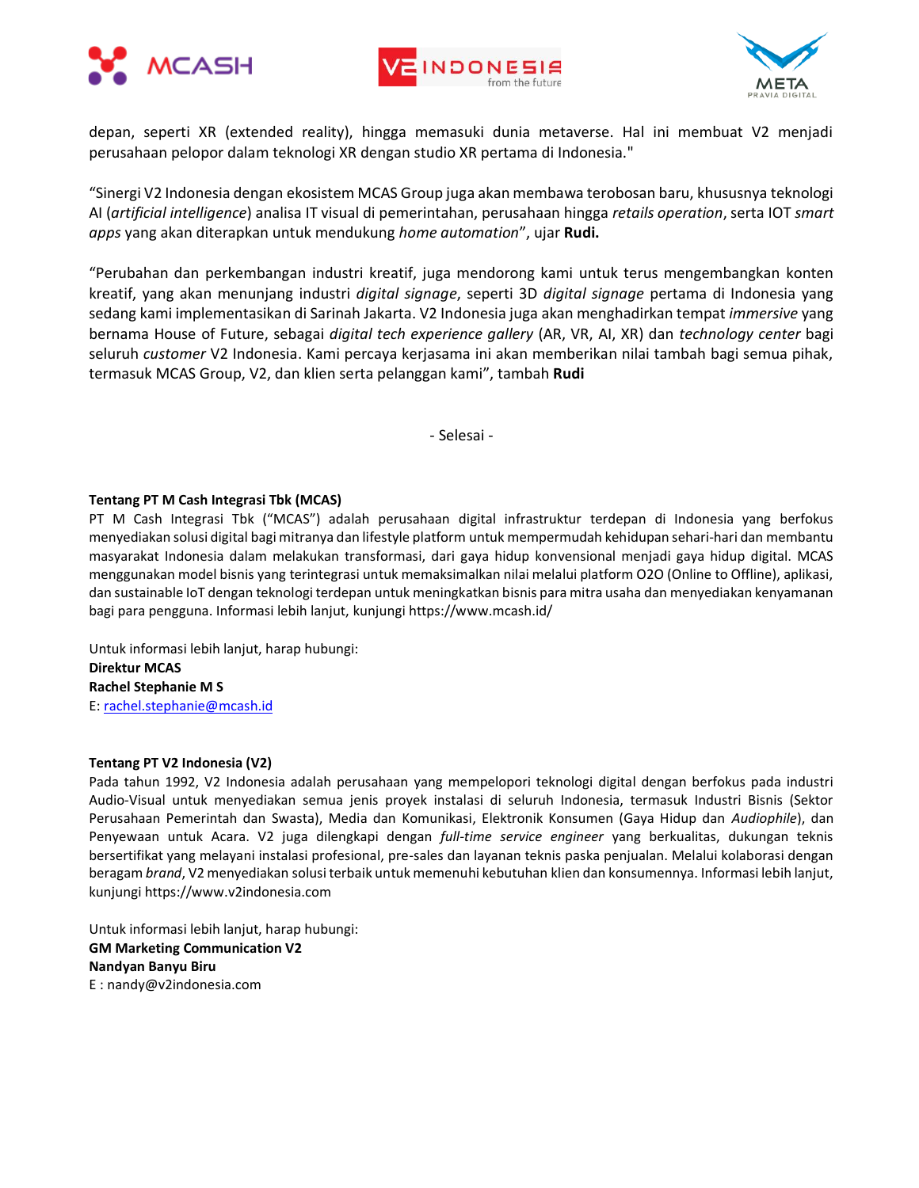depan, seperti XR (extended reality), hingga memasuki dunia metaverse. Hal ini membuat V2 menjadi perusahaan pelopor dalam teknologi XR dengan studio XR pertama di Indonesia."

"Sinergi V2 Indonesia dengan ekosistem MCAS Group juga akan membawa terobosan baru, khususnya teknologi AI (*artificial intelligence*) analisa IT visual di pemerintahan, perusahaan hingga *retails operation*, serta IOT *smart apps* yang akan diterapkan untuk mendukung *home automation*", ujar **Rudi.**

"Perubahan dan perkembangan industri kreatif, juga mendorong kami untuk terus mengembangkan konten kreatif, yang akan menunjang industri *digital signage*, seperti 3D *digital signage* pertama di Indonesia yang sedang kami implementasikan di Sarinah Jakarta. V2 Indonesia juga akan menghadirkan tempat *immersive* yang bernama House of Future, sebagai *digital tech experience gallery* (AR, VR, AI, XR) dan *technology center* bagi seluruh *customer* V2 Indonesia. Kami percaya kerjasama ini akan memberikan nilai tambah bagi semua pihak, termasuk MCAS Group, V2, dan klien serta pelanggan kami", tambah **Rudi**

- Selesai -

**Tentang PT M Cash Integrasi Tbk (MCAS)**

PT M Cash Integrasi Tbk ("MCAS") adalah perusahaan digital infrastruktur terdepan di Indonesia yang berfokus menyediakan solusi digital bagi mitranya dan lifestyle platform untuk mempermudah kehidupan sehari-hari dan membantu masyarakat Indonesia dalam melakukan transformasi, dari gaya hidup konvensional menjadi gaya hidup digital. MCAS menggunakan model bisnis yang terintegrasi untuk memaksimalkan nilai melalui platform O2O (Online to Offline), aplikasi, dan sustainable IoT dengan teknologi terdepan untuk meningkatkan bisnis para mitra usaha dan menyediakan kenyamanan bagi para pengguna. Informasi lebih lanjut, kunjungi https://www.mcash.id/

Untuk informasi lebih lanjut, harap hubungi:
**Direktur MCAS**
**Rachel Stephanie M S**
E: rachel.stephanie@mcash.id

**Tentang PT V2 Indonesia (V2)**

Pada tahun 1992, V2 Indonesia adalah perusahaan yang mempelopori teknologi digital dengan berfokus pada industri Audio-Visual untuk menyediakan semua jenis proyek instalasi di seluruh Indonesia, termasuk Industri Bisnis (Sektor Perusahaan Pemerintah dan Swasta), Media dan Komunikasi, Elektronik Konsumen (Gaya Hidup dan *Audiophile*), dan Penyewaan untuk Acara. V2 juga dilengkapi dengan *full-time service engineer* yang berkualitas, dukungan teknis bersertifikat yang melayani instalasi profesional, pre-sales dan layanan teknis paska penjualan. Melalui kolaborasi dengan beragam *brand*, V2 menyediakan solusi terbaik untuk memenuhi kebutuhan klien dan konsumennya. Informasi lebih lanjut, kunjungi https://www.v2indonesia.com

Untuk informasi lebih lanjut, harap hubungi:
**GM Marketing Communication V2**
**Nandyan Banyu Biru**
E : nandy@v2indonesia.com